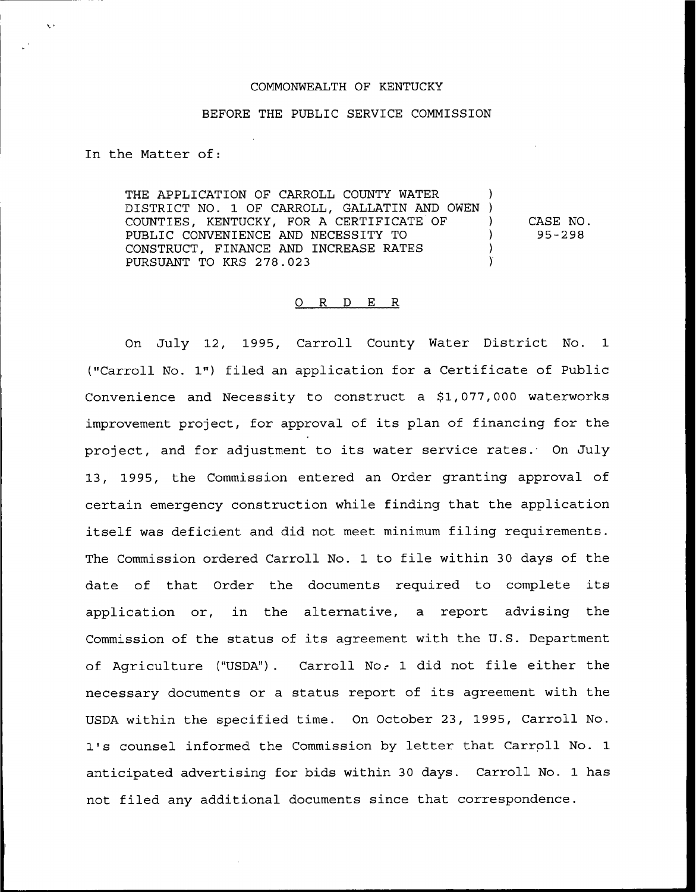COMMONWEALTH OF KENTUCKY

BEFORE THE PUBLIC SERVICE COMMISSION

In the Matter of:

THE APPLICATION OF CARROLL COUNTY WATER DISTRICT NO. 1 OF CARROLL, GALLATIN AND OWEN COUNTIES, KENTUCKY, FOR A CERTIFICATE OF PUBLIC CONVENIENCE AND NECESSITY TO CONSTRUCT, FINANCE AND INCREASE RATES PURSUANT TO KRS 278.023 ) CASE NO. 95-298

## O R D E R

On July 12, 1995, Carroll County Water District No. 1 ("Carroll No. 1") filed an application for a Certificate of Public Convenience and Necessity to construct a $1,077,000 waterworks improvement project, for approval of its plan of financing for the project, and for adjustment to its water service rates. On July 13, 1995, the Commission entered an Order granting approval of certain emergency construction while finding that the application itself was deficient and did not meet minimum filing requirements. The Commission ordered Carroll No. 1 to file within 30 days of the date of that Order the documents required to complete its application or, in the alternative, a report advising the Commission of the status of its agreement with the U.S. Department of Agriculture ("USDA"). Carroll No. 1 did not file either the necessary documents or a status report of its agreement with the USDA within the specified time. On October 23, 1995, Carroll No. 1's counsel informed the Commission by letter that Carroll No. 1 anticipated advertising for bids within 30 days. Carroll No. 1 has not filed any additional documents since that correspondence.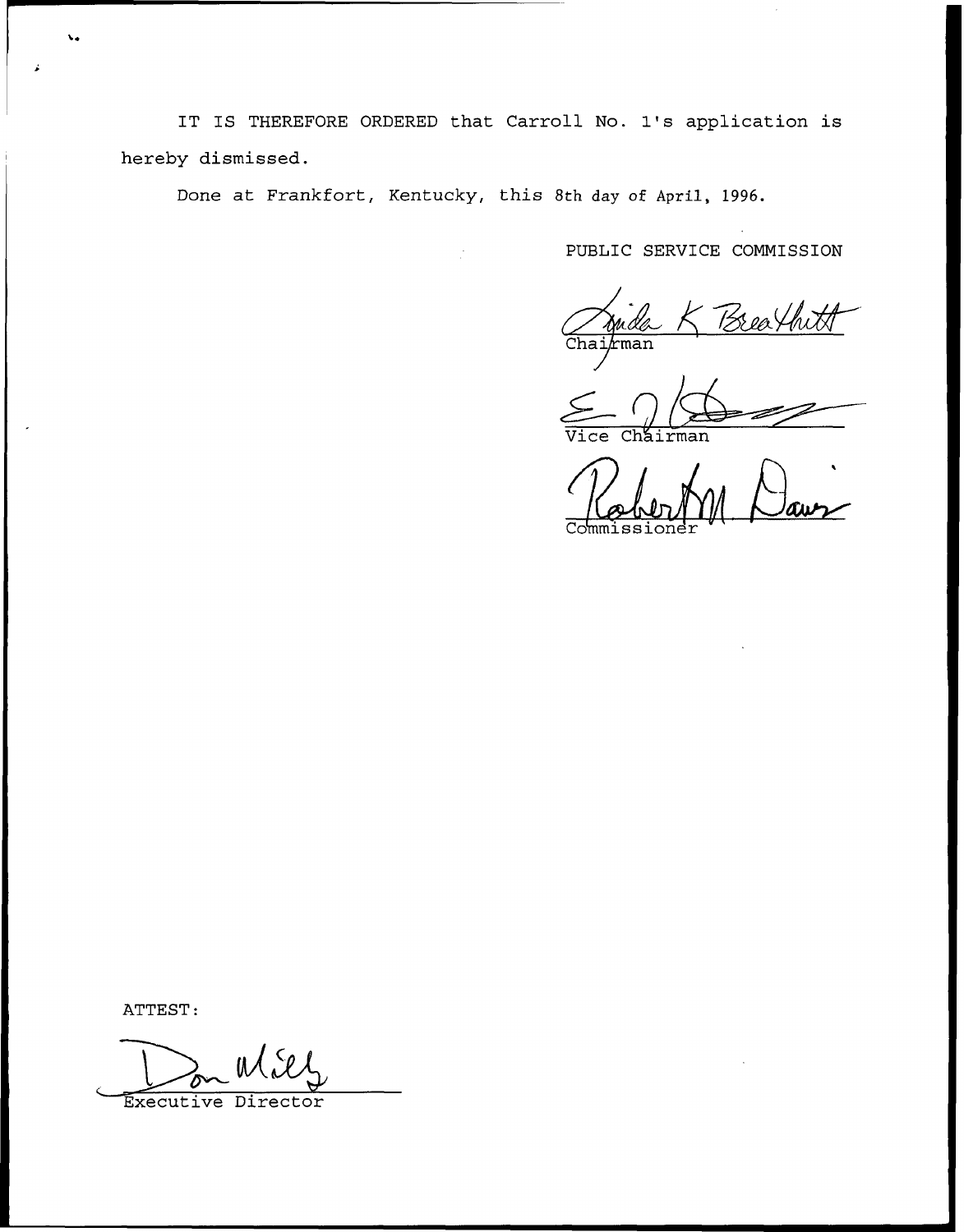IT IS THEREFORE ORDERED that Carroll No. 1's application is hereby dismissed.

Done at Frankfort, Kentucky, this 8th day of April, 1996.

PUBLIC SERVICE COMMISSION

Chairman

Vice Chairman

Commissioner

ATTEST:

Executive Director